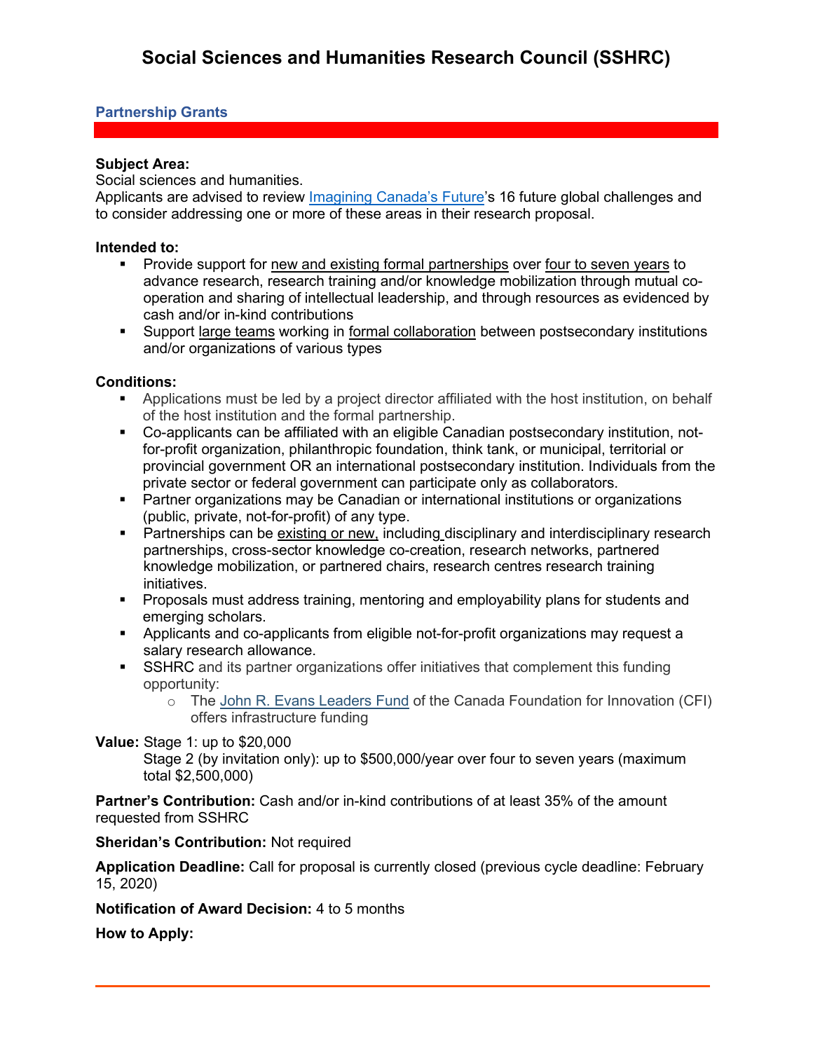# Social Sciences and Humanities Research Council (SSHRC)

## Partnership Grants

**Subject Area:**
Social sciences and humanities.
Applicants are advised to review Imagining Canada's Future's 16 future global challenges and to consider addressing one or more of these areas in their research proposal.

**Intended to:**

- Provide support for new and existing formal partnerships over four to seven years to advance research, research training and/or knowledge mobilization through mutual co-operation and sharing of intellectual leadership, and through resources as evidenced by cash and/or in-kind contributions
- Support large teams working in formal collaboration between postsecondary institutions and/or organizations of various types

**Conditions:**

- Applications must be led by a project director affiliated with the host institution, on behalf of the host institution and the formal partnership.
- Co-applicants can be affiliated with an eligible Canadian postsecondary institution, not-for-profit organization, philanthropic foundation, think tank, or municipal, territorial or provincial government OR an international postsecondary institution. Individuals from the private sector or federal government can participate only as collaborators.
- Partner organizations may be Canadian or international institutions or organizations (public, private, not-for-profit) of any type.
- Partnerships can be existing or new, including disciplinary and interdisciplinary research partnerships, cross-sector knowledge co-creation, research networks, partnered knowledge mobilization, or partnered chairs, research centres research training initiatives.
- Proposals must address training, mentoring and employability plans for students and emerging scholars.
- Applicants and co-applicants from eligible not-for-profit organizations may request a salary research allowance.
- SSHRC and its partner organizations offer initiatives that complement this funding opportunity:
  - The John R. Evans Leaders Fund of the Canada Foundation for Innovation (CFI) offers infrastructure funding

**Value:** Stage 1: up to $20,000
Stage 2 (by invitation only): up to $500,000/year over four to seven years (maximum total $2,500,000)

**Partner's Contribution:** Cash and/or in-kind contributions of at least 35% of the amount requested from SSHRC

**Sheridan's Contribution:** Not required

**Application Deadline:** Call for proposal is currently closed (previous cycle deadline: February 15, 2020)

**Notification of Award Decision:** 4 to 5 months

**How to Apply:**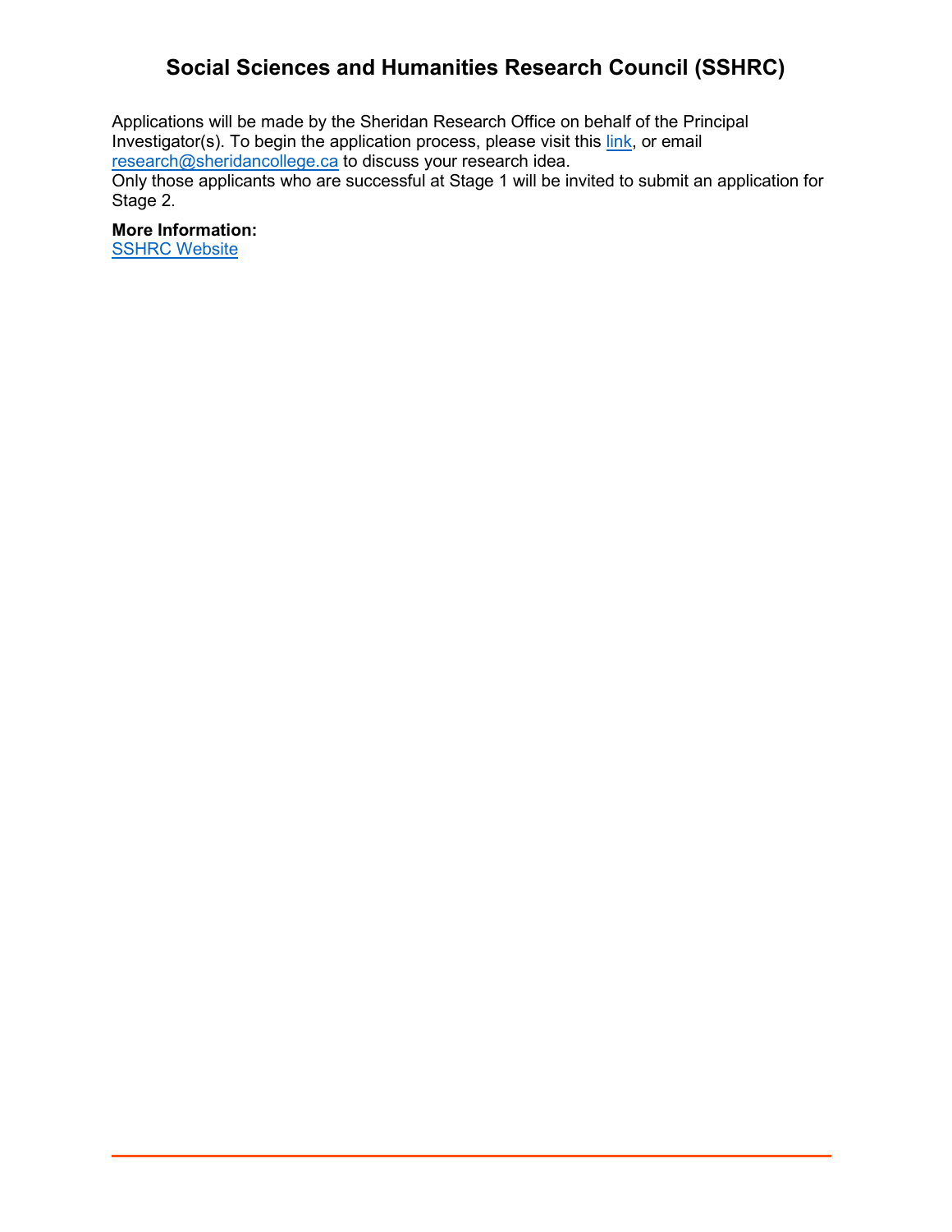# Social Sciences and Humanities Research Council (SSHRC)

Applications will be made by the Sheridan Research Office on behalf of the Principal Investigator(s). To begin the application process, please visit this link, or email research@sheridancollege.ca to discuss your research idea.
Only those applicants who are successful at Stage 1 will be invited to submit an application for Stage 2.

**More Information:**
SSHRC Website